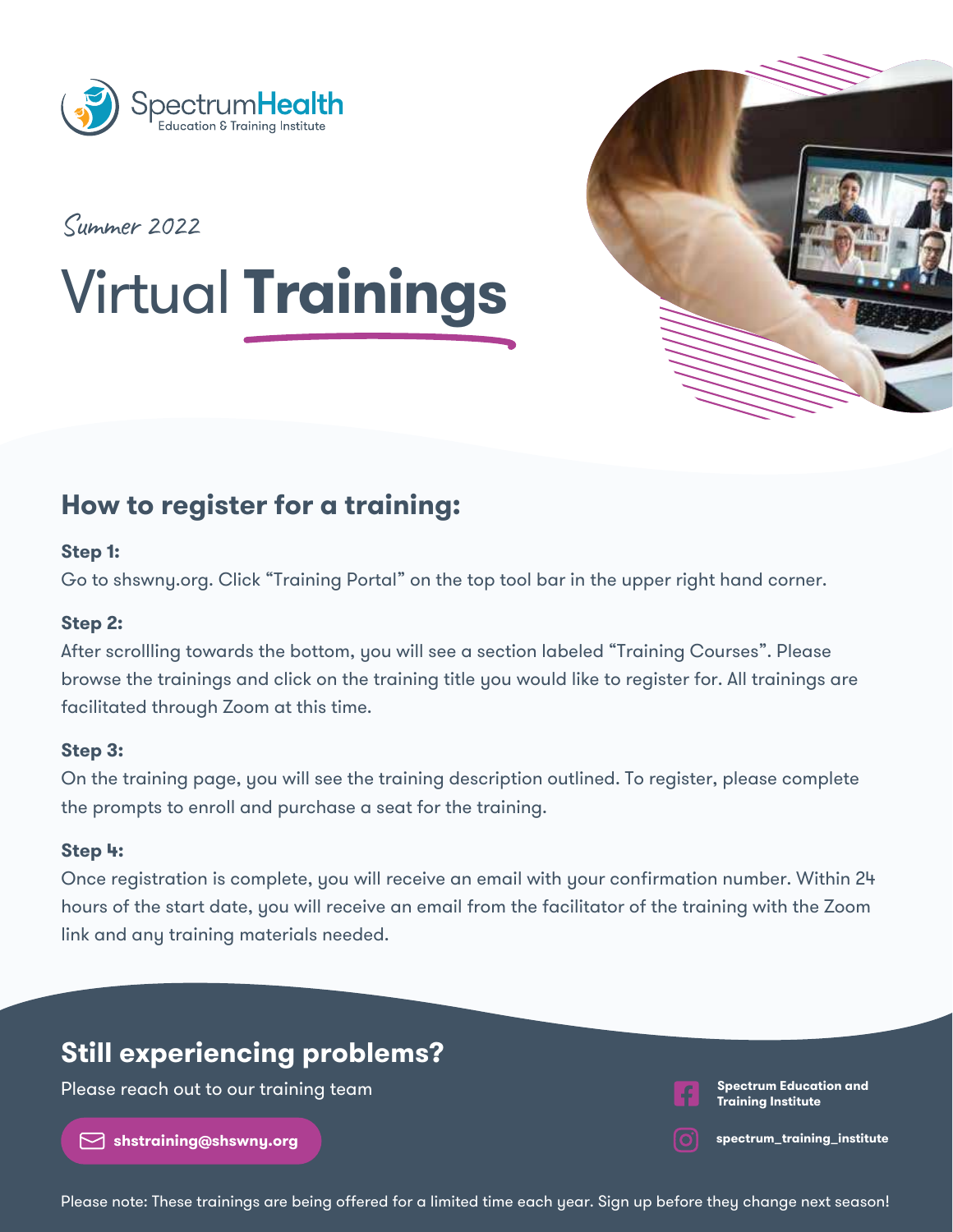SpectrumHealth
Education & Training Institute

*Summer 2022*

# Virtual **Trainings**

## How to register for a training:

**Step 1:**
Go to shswny.org. Click "Training Portal" on the top tool bar in the upper right hand corner.

**Step 2:**
After scrollling towards the bottom, you will see a section labeled "Training Courses". Please browse the trainings and click on the training title you would like to register for. All trainings are facilitated through Zoom at this time.

**Step 3:**
On the training page, you will see the training description outlined. To register, please complete the prompts to enroll and purchase a seat for the training.

**Step 4:**
Once registration is complete, you will receive an email with your confirmation number. Within 24 hours of the start date, you will receive an email from the facilitator of the training with the Zoom link and any training materials needed.

## Still experiencing problems?

Please reach out to our training team

**shstraining@shswny.org**

**Spectrum Education and Training Institute**

**spectrum_training_institute**

Please note: These trainings are being offered for a limited time each year. Sign up before they change next season!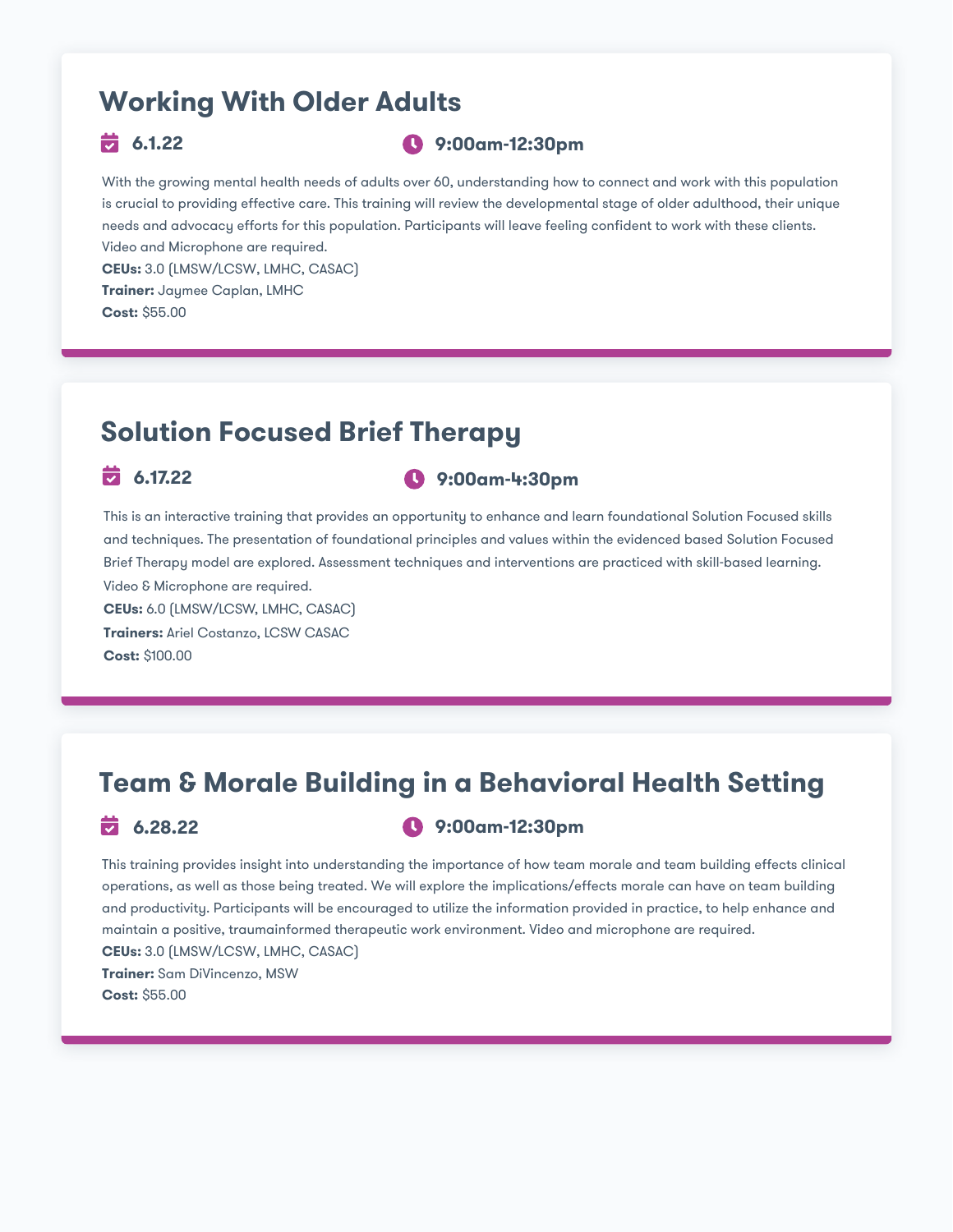## Working With Older Adults

**6.1.22** **9:00am-12:30pm**

With the growing mental health needs of adults over 60, understanding how to connect and work with this population is crucial to providing effective care. This training will review the developmental stage of older adulthood, their unique needs and advocacy efforts for this population. Participants will leave feeling confident to work with these clients. Video and Microphone are required.

**CEUs:** 3.0 (LMSW/LCSW, LMHC, CASAC)
**Trainer:** Jaymee Caplan, LMHC
**Cost:** $55.00

## Solution Focused Brief Therapy

**6.17.22** **9:00am-4:30pm**

This is an interactive training that provides an opportunity to enhance and learn foundational Solution Focused skills and techniques. The presentation of foundational principles and values within the evidenced based Solution Focused Brief Therapy model are explored. Assessment techniques and interventions are practiced with skill-based learning. Video & Microphone are required.

**CEUs:** 6.0 (LMSW/LCSW, LMHC, CASAC)
**Trainers:** Ariel Costanzo, LCSW CASAC
**Cost:** $100.00

## Team & Morale Building in a Behavioral Health Setting

**6.28.22** **9:00am-12:30pm**

This training provides insight into understanding the importance of how team morale and team building effects clinical operations, as well as those being treated. We will explore the implications/effects morale can have on team building and productivity. Participants will be encouraged to utilize the information provided in practice, to help enhance and maintain a positive, traumainformed therapeutic work environment. Video and microphone are required.

**CEUs:** 3.0 (LMSW/LCSW, LMHC, CASAC)
**Trainer:** Sam DiVincenzo, MSW
**Cost:** $55.00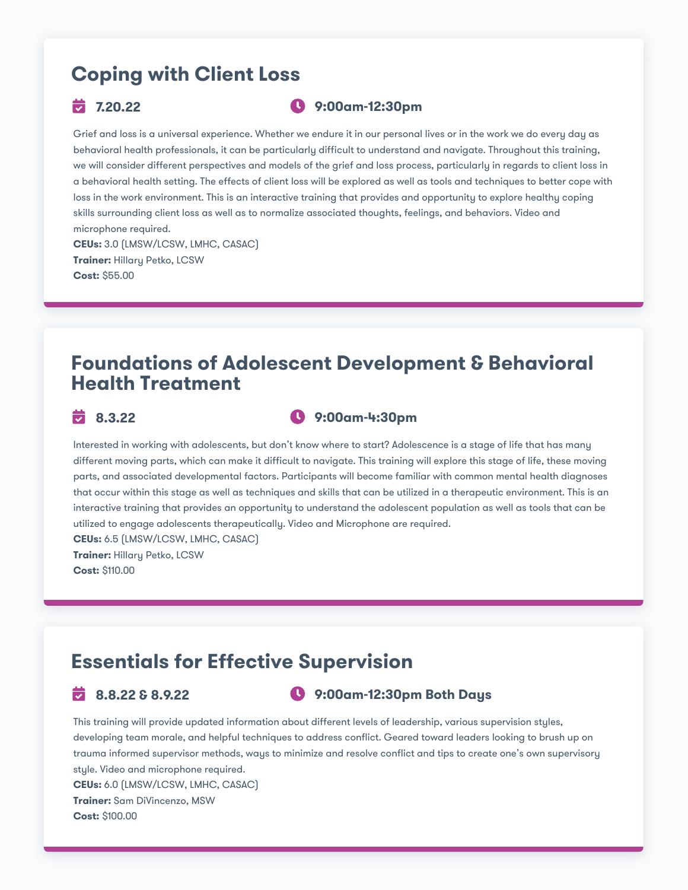## Coping with Client Loss

**7.20.22** **9:00am-12:30pm**

Grief and loss is a universal experience. Whether we endure it in our personal lives or in the work we do every day as behavioral health professionals, it can be particularly difficult to understand and navigate. Throughout this training, we will consider different perspectives and models of the grief and loss process, particularly in regards to client loss in a behavioral health setting. The effects of client loss will be explored as well as tools and techniques to better cope with loss in the work environment. This is an interactive training that provides and opportunity to explore healthy coping skills surrounding client loss as well as to normalize associated thoughts, feelings, and behaviors. Video and microphone required.

**CEUs:** 3.0 (LMSW/LCSW, LMHC, CASAC)
**Trainer:** Hillary Petko, LCSW
**Cost:** $55.00

## Foundations of Adolescent Development & Behavioral Health Treatment

**8.3.22** **9:00am-4:30pm**

Interested in working with adolescents, but don't know where to start? Adolescence is a stage of life that has many different moving parts, which can make it difficult to navigate. This training will explore this stage of life, these moving parts, and associated developmental factors. Participants will become familiar with common mental health diagnoses that occur within this stage as well as techniques and skills that can be utilized in a therapeutic environment. This is an interactive training that provides an opportunity to understand the adolescent population as well as tools that can be utilized to engage adolescents therapeutically. Video and Microphone are required.

**CEUs:** 6.5 (LMSW/LCSW, LMHC, CASAC)
**Trainer:** Hillary Petko, LCSW
**Cost:** $110.00

## Essentials for Effective Supervision

**8.8.22 & 8.9.22** **9:00am-12:30pm Both Days**

This training will provide updated information about different levels of leadership, various supervision styles, developing team morale, and helpful techniques to address conflict. Geared toward leaders looking to brush up on trauma informed supervisor methods, ways to minimize and resolve conflict and tips to create one's own supervisory style. Video and microphone required.

**CEUs:** 6.0 (LMSW/LCSW, LMHC, CASAC)
**Trainer:** Sam DiVincenzo, MSW
**Cost:** $100.00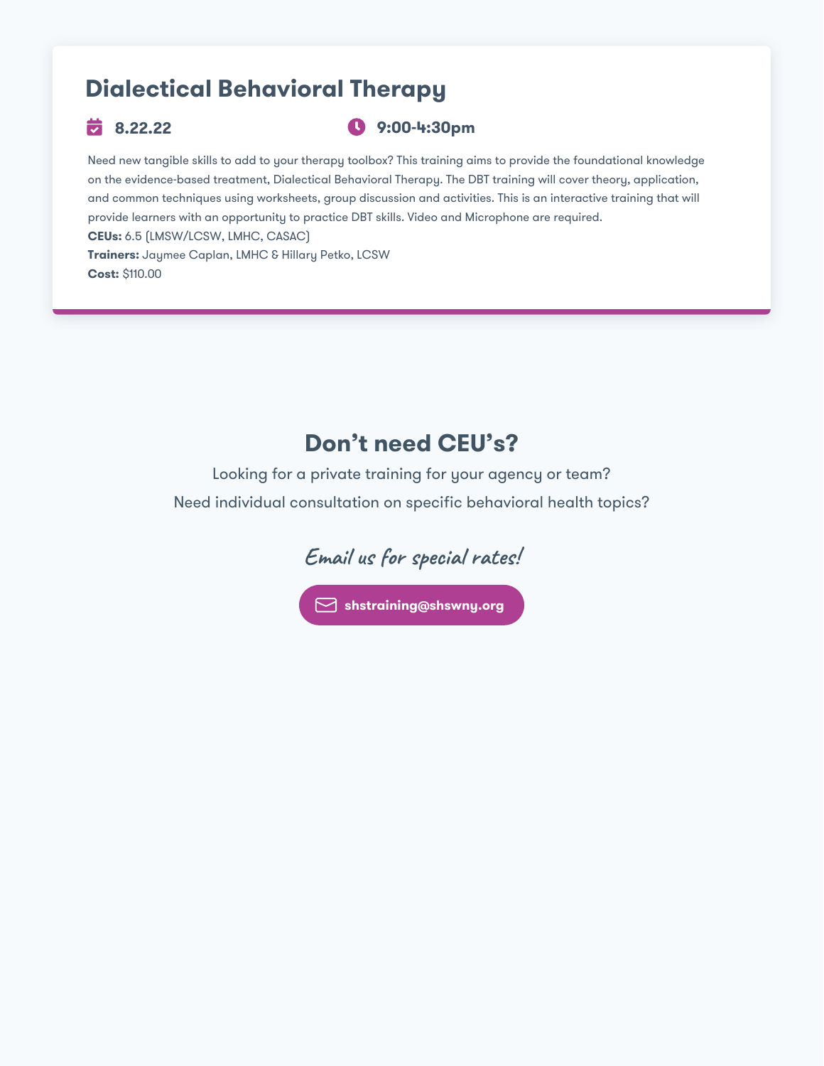## Dialectical Behavioral Therapy

**8.22.22** **9:00-4:30pm**

Need new tangible skills to add to your therapy toolbox? This training aims to provide the foundational knowledge on the evidence-based treatment, Dialectical Behavioral Therapy. The DBT training will cover theory, application, and common techniques using worksheets, group discussion and activities. This is an interactive training that will provide learners with an opportunity to practice DBT skills. Video and Microphone are required.

**CEUs:** 6.5 (LMSW/LCSW, LMHC, CASAC)
**Trainers:** Jaymee Caplan, LMHC & Hillary Petko, LCSW
**Cost:** $110.00

## Don't need CEU's?

Looking for a private training for your agency or team?

Need individual consultation on specific behavioral health topics?

*Email us for special rates!*

shstraining@shswny.org